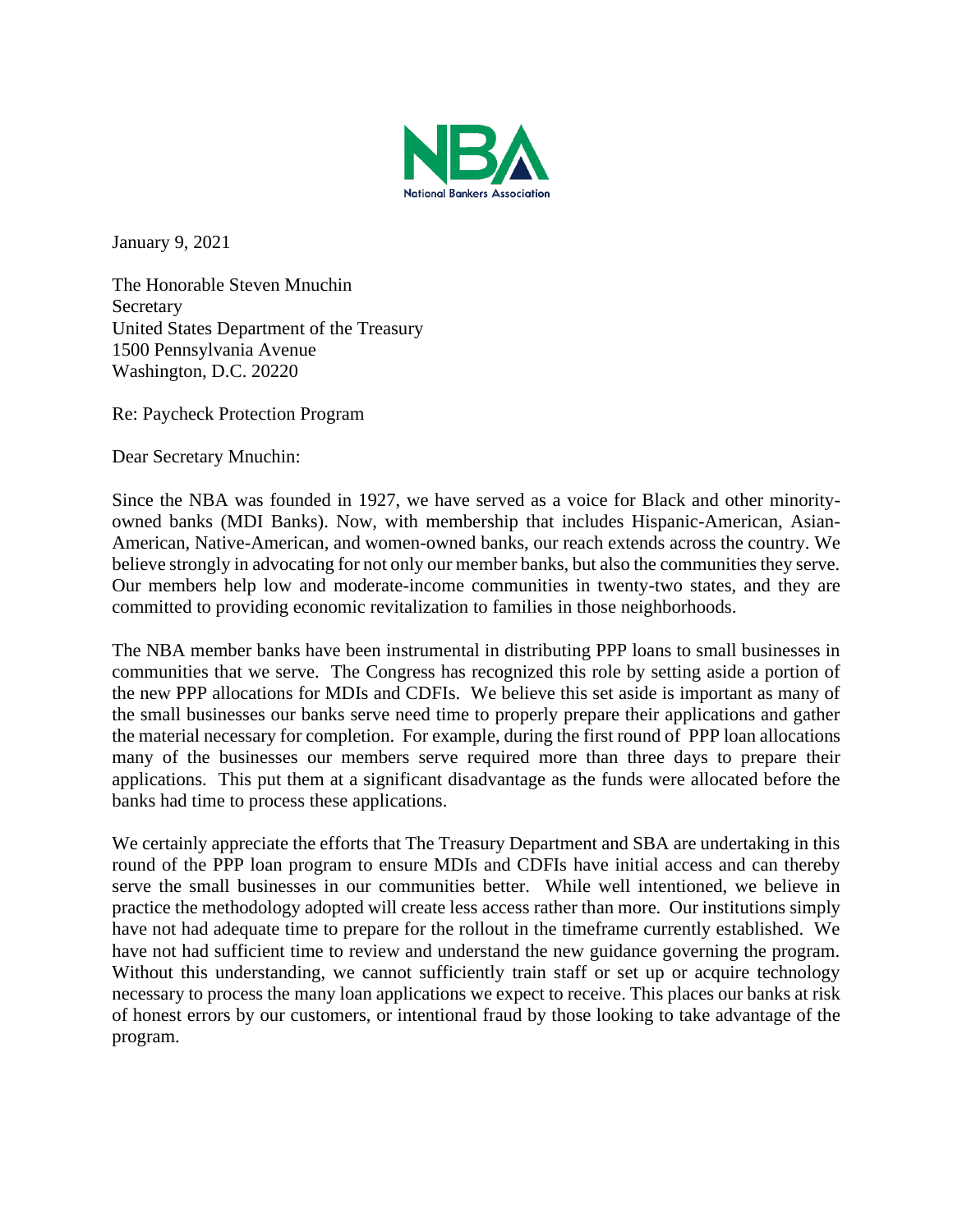NBA

National Bankers Association

January 9, 2021

The Honorable Steven Mnuchin
Secretary
United States Department of the Treasury
1500 Pennsylvania Avenue
Washington, D.C. 20220

Re: Paycheck Protection Program

Dear Secretary Mnuchin:

Since the NBA was founded in 1927, we have served as a voice for Black and other minority-owned banks (MDI Banks). Now, with membership that includes Hispanic-American, Asian-American, Native-American, and women-owned banks, our reach extends across the country. We believe strongly in advocating for not only our member banks, but also the communities they serve. Our members help low and moderate-income communities in twenty-two states, and they are committed to providing economic revitalization to families in those neighborhoods.

The NBA member banks have been instrumental in distributing PPP loans to small businesses in communities that we serve. The Congress has recognized this role by setting aside a portion of the new PPP allocations for MDIs and CDFIs. We believe this set aside is important as many of the small businesses our banks serve need time to properly prepare their applications and gather the material necessary for completion. For example, during the first round of PPP loan allocations many of the businesses our members serve required more than three days to prepare their applications. This put them at a significant disadvantage as the funds were allocated before the banks had time to process these applications.

We certainly appreciate the efforts that The Treasury Department and SBA are undertaking in this round of the PPP loan program to ensure MDIs and CDFIs have initial access and can thereby serve the small businesses in our communities better. While well intentioned, we believe in practice the methodology adopted will create less access rather than more. Our institutions simply have not had adequate time to prepare for the rollout in the timeframe currently established. We have not had sufficient time to review and understand the new guidance governing the program. Without this understanding, we cannot sufficiently train staff or set up or acquire technology necessary to process the many loan applications we expect to receive. This places our banks at risk of honest errors by our customers, or intentional fraud by those looking to take advantage of the program.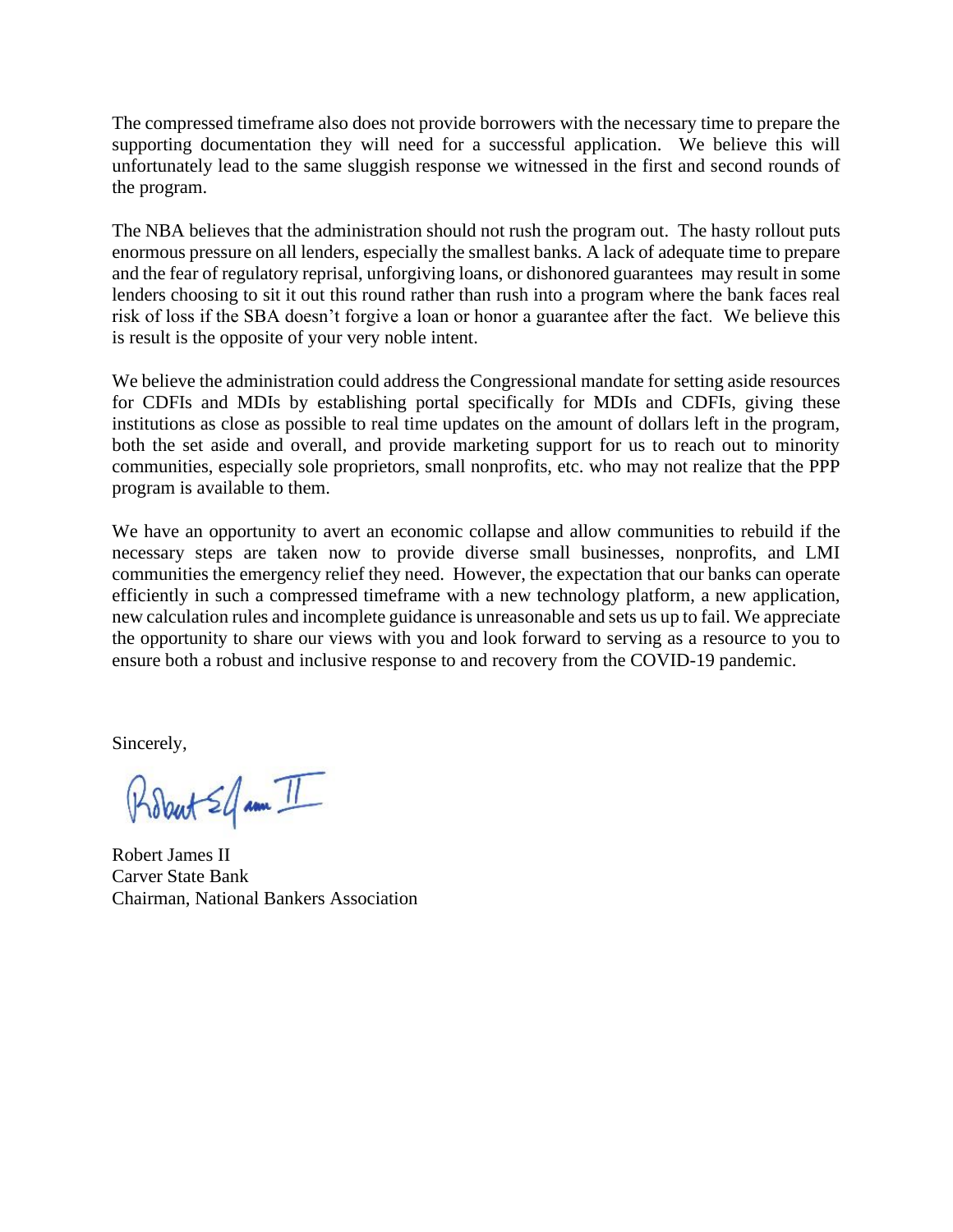The compressed timeframe also does not provide borrowers with the necessary time to prepare the supporting documentation they will need for a successful application. We believe this will unfortunately lead to the same sluggish response we witnessed in the first and second rounds of the program.

The NBA believes that the administration should not rush the program out. The hasty rollout puts enormous pressure on all lenders, especially the smallest banks. A lack of adequate time to prepare and the fear of regulatory reprisal, unforgiving loans, or dishonored guarantees may result in some lenders choosing to sit it out this round rather than rush into a program where the bank faces real risk of loss if the SBA doesn't forgive a loan or honor a guarantee after the fact. We believe this is result is the opposite of your very noble intent.

We believe the administration could address the Congressional mandate for setting aside resources for CDFIs and MDIs by establishing portal specifically for MDIs and CDFIs, giving these institutions as close as possible to real time updates on the amount of dollars left in the program, both the set aside and overall, and provide marketing support for us to reach out to minority communities, especially sole proprietors, small nonprofits, etc. who may not realize that the PPP program is available to them.

We have an opportunity to avert an economic collapse and allow communities to rebuild if the necessary steps are taken now to provide diverse small businesses, nonprofits, and LMI communities the emergency relief they need. However, the expectation that our banks can operate efficiently in such a compressed timeframe with a new technology platform, a new application, new calculation rules and incomplete guidance is unreasonable and sets us up to fail. We appreciate the opportunity to share our views with you and look forward to serving as a resource to you to ensure both a robust and inclusive response to and recovery from the COVID-19 pandemic.

Sincerely,

Robert James II
Carver State Bank
Chairman, National Bankers Association